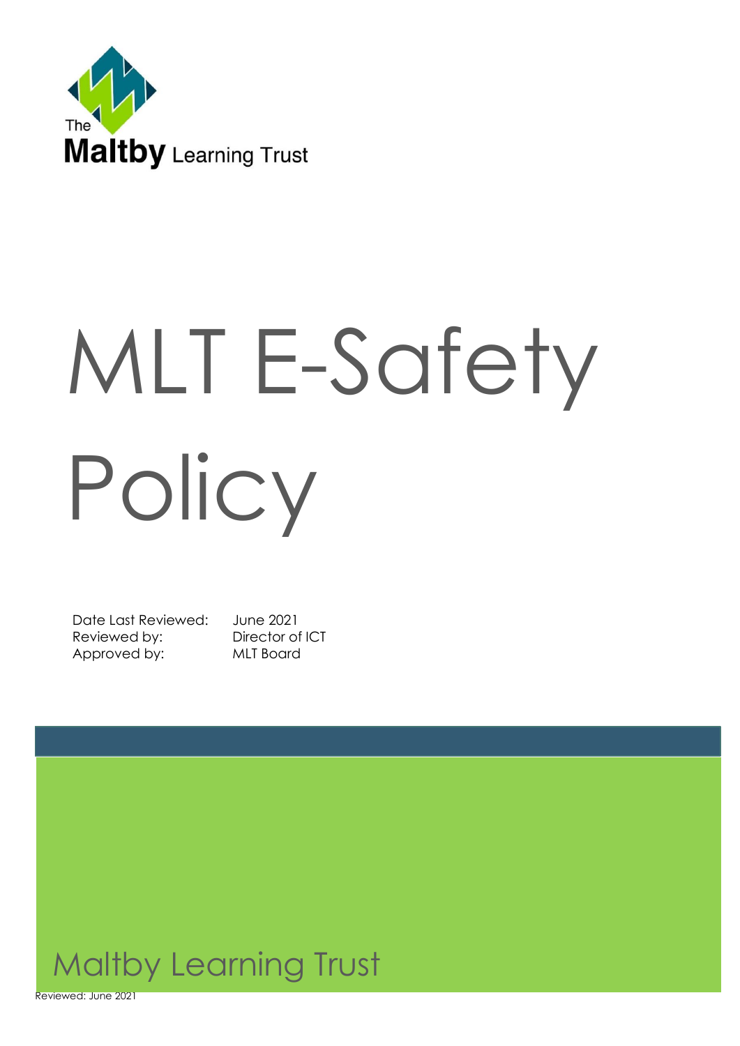The Maltby Learning Trust

# MLT E-Safety Policy

Date Last Reviewed: June 2021
Reviewed by: Director of ICT
Approved by: MLT Board

Maltby Learning Trust

Reviewed: June 2021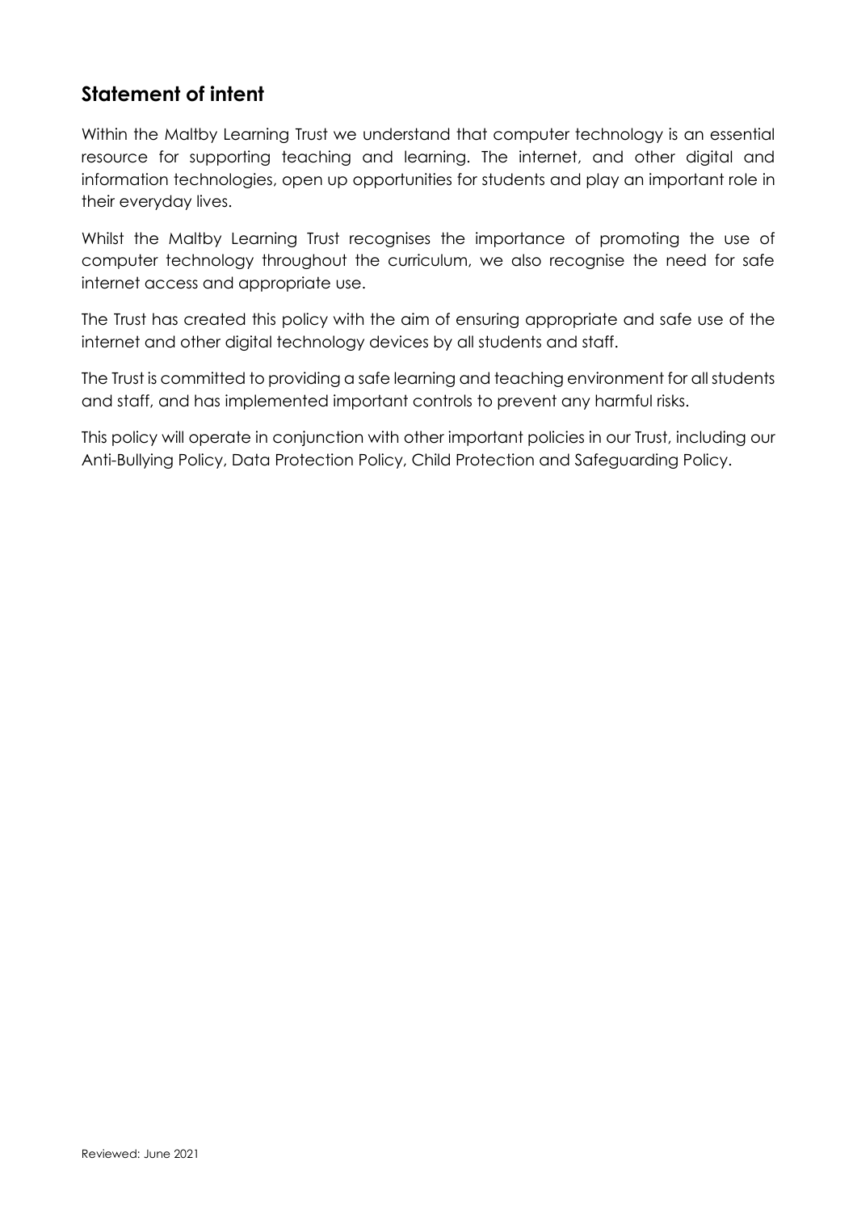## Statement of intent

Within the Maltby Learning Trust we understand that computer technology is an essential resource for supporting teaching and learning. The internet, and other digital and information technologies, open up opportunities for students and play an important role in their everyday lives.

Whilst the Maltby Learning Trust recognises the importance of promoting the use of computer technology throughout the curriculum, we also recognise the need for safe internet access and appropriate use.

The Trust has created this policy with the aim of ensuring appropriate and safe use of the internet and other digital technology devices by all students and staff.

The Trust is committed to providing a safe learning and teaching environment for all students and staff, and has implemented important controls to prevent any harmful risks.

This policy will operate in conjunction with other important policies in our Trust, including our Anti-Bullying Policy, Data Protection Policy, Child Protection and Safeguarding Policy.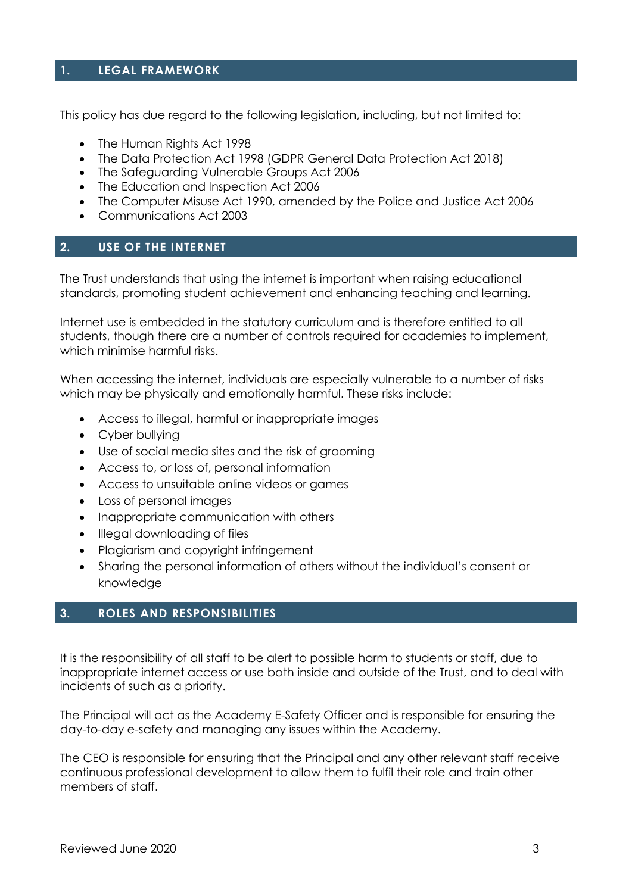## 1. LEGAL FRAMEWORK

This policy has due regard to the following legislation, including, but not limited to:

- The Human Rights Act 1998
- The Data Protection Act 1998 (GDPR General Data Protection Act 2018)
- The Safeguarding Vulnerable Groups Act 2006
- The Education and Inspection Act 2006
- The Computer Misuse Act 1990, amended by the Police and Justice Act 2006
- Communications Act 2003

## 2. USE OF THE INTERNET

The Trust understands that using the internet is important when raising educational standards, promoting student achievement and enhancing teaching and learning.

Internet use is embedded in the statutory curriculum and is therefore entitled to all students, though there are a number of controls required for academies to implement, which minimise harmful risks.

When accessing the internet, individuals are especially vulnerable to a number of risks which may be physically and emotionally harmful. These risks include:

- Access to illegal, harmful or inappropriate images
- Cyber bullying
- Use of social media sites and the risk of grooming
- Access to, or loss of, personal information
- Access to unsuitable online videos or games
- Loss of personal images
- Inappropriate communication with others
- Illegal downloading of files
- Plagiarism and copyright infringement
- Sharing the personal information of others without the individual's consent or knowledge

## 3. ROLES AND RESPONSIBILITIES

It is the responsibility of all staff to be alert to possible harm to students or staff, due to inappropriate internet access or use both inside and outside of the Trust, and to deal with incidents of such as a priority.

The Principal will act as the Academy E-Safety Officer and is responsible for ensuring the day-to-day e-safety and managing any issues within the Academy.

The CEO is responsible for ensuring that the Principal and any other relevant staff receive continuous professional development to allow them to fulfil their role and train other members of staff.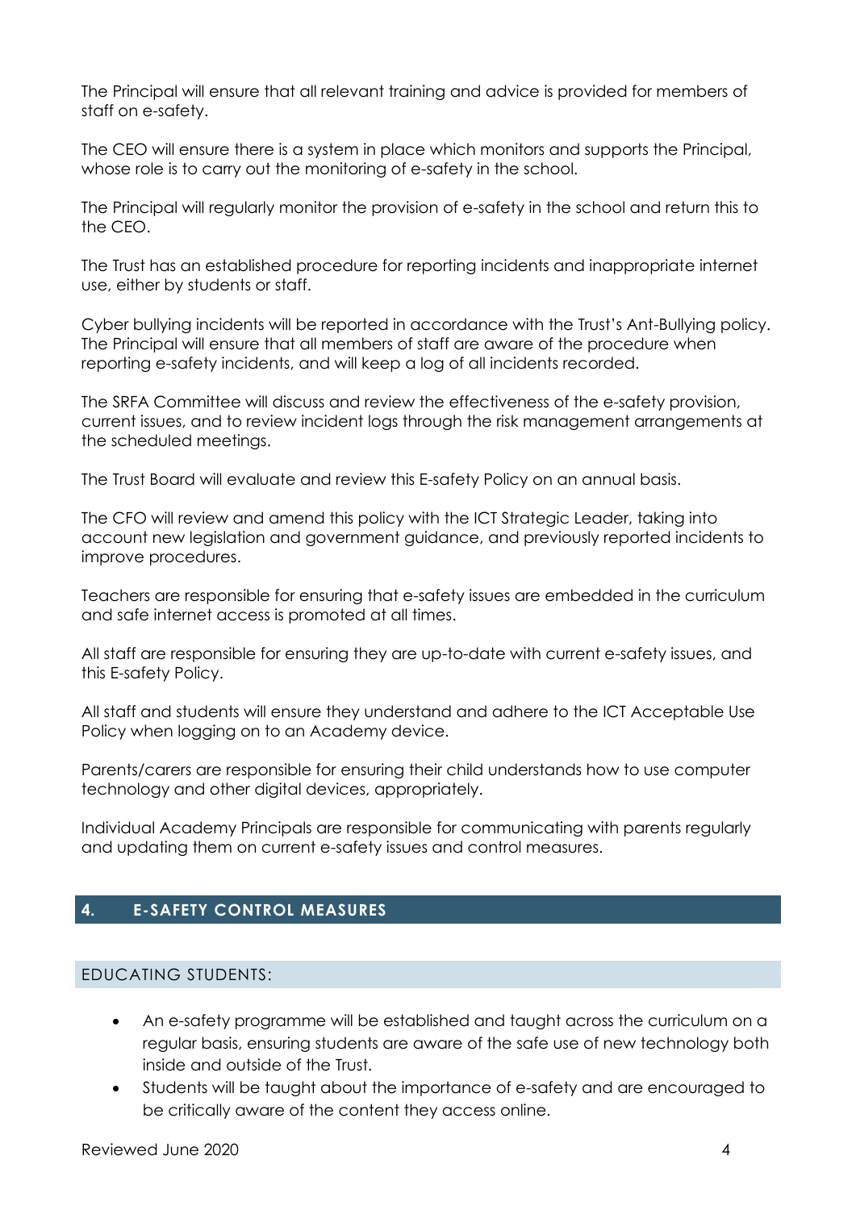The Principal will ensure that all relevant training and advice is provided for members of staff on e-safety.

The CEO will ensure there is a system in place which monitors and supports the Principal, whose role is to carry out the monitoring of e-safety in the school.

The Principal will regularly monitor the provision of e-safety in the school and return this to the CEO.

The Trust has an established procedure for reporting incidents and inappropriate internet use, either by students or staff.

Cyber bullying incidents will be reported in accordance with the Trust's Ant-Bullying policy. The Principal will ensure that all members of staff are aware of the procedure when reporting e-safety incidents, and will keep a log of all incidents recorded.

The SRFA Committee will discuss and review the effectiveness of the e-safety provision, current issues, and to review incident logs through the risk management arrangements at the scheduled meetings.

The Trust Board will evaluate and review this E-safety Policy on an annual basis.

The CFO will review and amend this policy with the ICT Strategic Leader, taking into account new legislation and government guidance, and previously reported incidents to improve procedures.

Teachers are responsible for ensuring that e-safety issues are embedded in the curriculum and safe internet access is promoted at all times.

All staff are responsible for ensuring they are up-to-date with current e-safety issues, and this E-safety Policy.

All staff and students will ensure they understand and adhere to the ICT Acceptable Use Policy when logging on to an Academy device.

Parents/carers are responsible for ensuring their child understands how to use computer technology and other digital devices, appropriately.

Individual Academy Principals are responsible for communicating with parents regularly and updating them on current e-safety issues and control measures.

## 4. E-SAFETY CONTROL MEASURES

### EDUCATING STUDENTS:

- An e-safety programme will be established and taught across the curriculum on a regular basis, ensuring students are aware of the safe use of new technology both inside and outside of the Trust.
- Students will be taught about the importance of e-safety and are encouraged to be critically aware of the content they access online.

Reviewed June 2020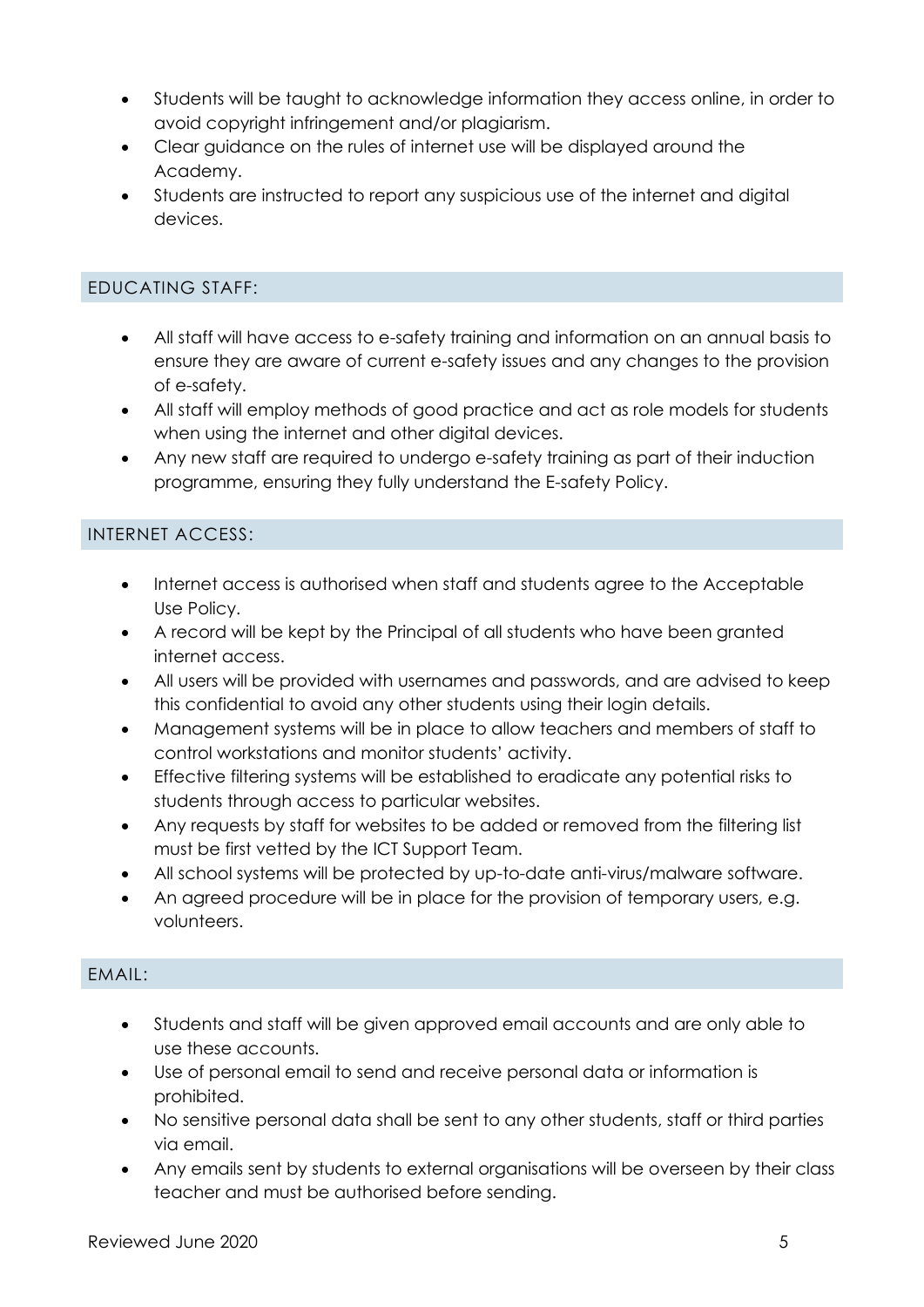- Students will be taught to acknowledge information they access online, in order to avoid copyright infringement and/or plagiarism.
- Clear guidance on the rules of internet use will be displayed around the Academy.
- Students are instructed to report any suspicious use of the internet and digital devices.

## EDUCATING STAFF:

- All staff will have access to e-safety training and information on an annual basis to ensure they are aware of current e-safety issues and any changes to the provision of e-safety.
- All staff will employ methods of good practice and act as role models for students when using the internet and other digital devices.
- Any new staff are required to undergo e-safety training as part of their induction programme, ensuring they fully understand the E-safety Policy.

## INTERNET ACCESS:

- Internet access is authorised when staff and students agree to the Acceptable Use Policy.
- A record will be kept by the Principal of all students who have been granted internet access.
- All users will be provided with usernames and passwords, and are advised to keep this confidential to avoid any other students using their login details.
- Management systems will be in place to allow teachers and members of staff to control workstations and monitor students' activity.
- Effective filtering systems will be established to eradicate any potential risks to students through access to particular websites.
- Any requests by staff for websites to be added or removed from the filtering list must be first vetted by the ICT Support Team.
- All school systems will be protected by up-to-date anti-virus/malware software.
- An agreed procedure will be in place for the provision of temporary users, e.g. volunteers.

## EMAIL:

- Students and staff will be given approved email accounts and are only able to use these accounts.
- Use of personal email to send and receive personal data or information is prohibited.
- No sensitive personal data shall be sent to any other students, staff or third parties via email.
- Any emails sent by students to external organisations will be overseen by their class teacher and must be authorised before sending.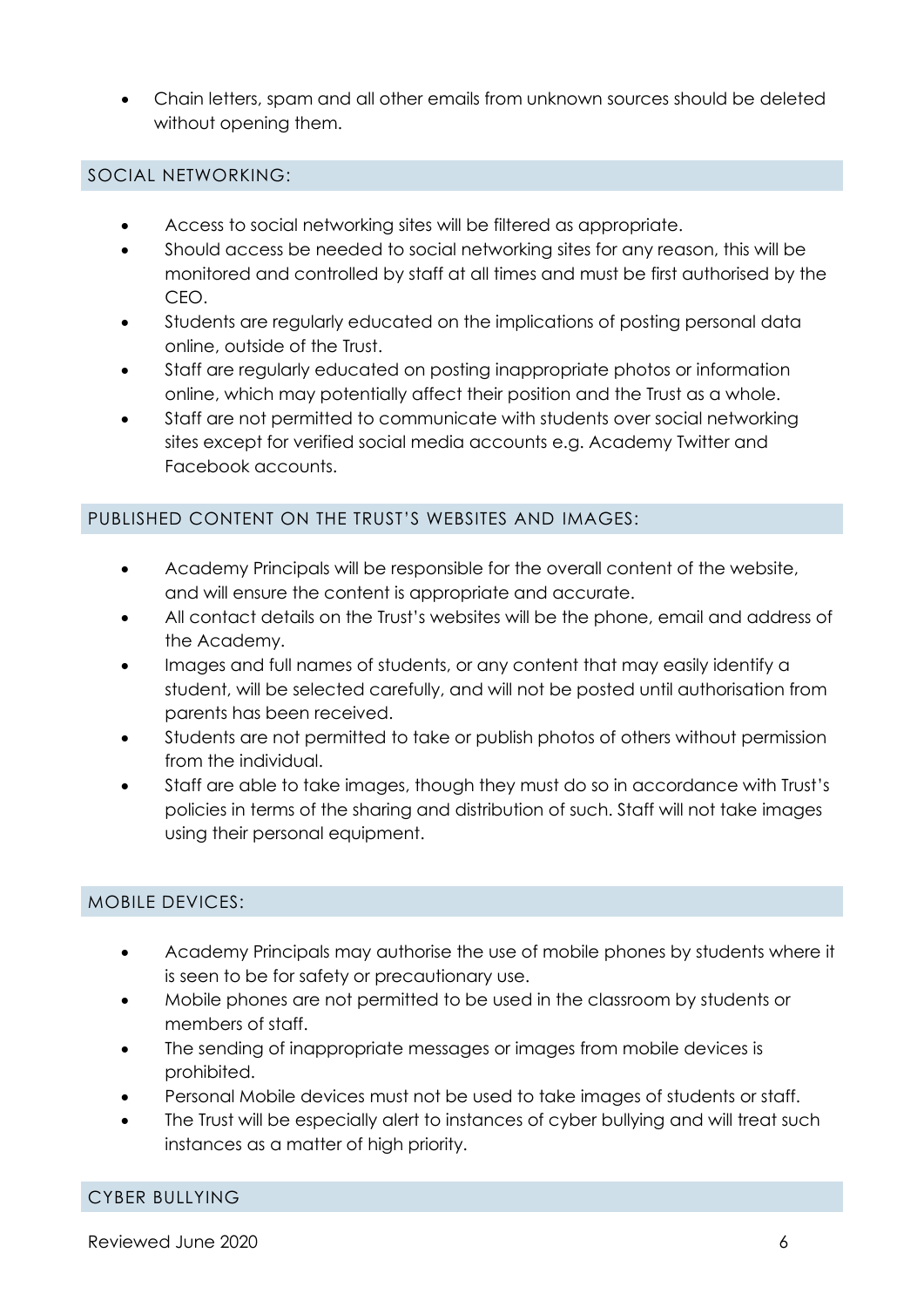- Chain letters, spam and all other emails from unknown sources should be deleted without opening them.

## SOCIAL NETWORKING:

- Access to social networking sites will be filtered as appropriate.
- Should access be needed to social networking sites for any reason, this will be monitored and controlled by staff at all times and must be first authorised by the CEO.
- Students are regularly educated on the implications of posting personal data online, outside of the Trust.
- Staff are regularly educated on posting inappropriate photos or information online, which may potentially affect their position and the Trust as a whole.
- Staff are not permitted to communicate with students over social networking sites except for verified social media accounts e.g. Academy Twitter and Facebook accounts.

## PUBLISHED CONTENT ON THE TRUST'S WEBSITES AND IMAGES:

- Academy Principals will be responsible for the overall content of the website, and will ensure the content is appropriate and accurate.
- All contact details on the Trust's websites will be the phone, email and address of the Academy.
- Images and full names of students, or any content that may easily identify a student, will be selected carefully, and will not be posted until authorisation from parents has been received.
- Students are not permitted to take or publish photos of others without permission from the individual.
- Staff are able to take images, though they must do so in accordance with Trust's policies in terms of the sharing and distribution of such. Staff will not take images using their personal equipment.

## MOBILE DEVICES:

- Academy Principals may authorise the use of mobile phones by students where it is seen to be for safety or precautionary use.
- Mobile phones are not permitted to be used in the classroom by students or members of staff.
- The sending of inappropriate messages or images from mobile devices is prohibited.
- Personal Mobile devices must not be used to take images of students or staff.
- The Trust will be especially alert to instances of cyber bullying and will treat such instances as a matter of high priority.

## CYBER BULLYING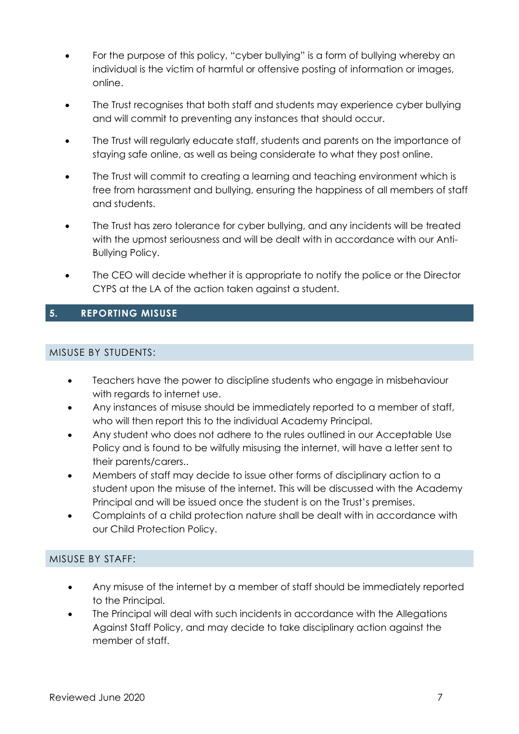- For the purpose of this policy, "cyber bullying" is a form of bullying whereby an individual is the victim of harmful or offensive posting of information or images, online.
- The Trust recognises that both staff and students may experience cyber bullying and will commit to preventing any instances that should occur.
- The Trust will regularly educate staff, students and parents on the importance of staying safe online, as well as being considerate to what they post online.
- The Trust will commit to creating a learning and teaching environment which is free from harassment and bullying, ensuring the happiness of all members of staff and students.
- The Trust has zero tolerance for cyber bullying, and any incidents will be treated with the upmost seriousness and will be dealt with in accordance with our Anti-Bullying Policy.
- The CEO will decide whether it is appropriate to notify the police or the Director CYPS at the LA of the action taken against a student.

## 5. REPORTING MISUSE

### MISUSE BY STUDENTS:

- Teachers have the power to discipline students who engage in misbehaviour with regards to internet use.
- Any instances of misuse should be immediately reported to a member of staff, who will then report this to the individual Academy Principal.
- Any student who does not adhere to the rules outlined in our Acceptable Use Policy and is found to be wilfully misusing the internet, will have a letter sent to their parents/carers..
- Members of staff may decide to issue other forms of disciplinary action to a student upon the misuse of the internet. This will be discussed with the Academy Principal and will be issued once the student is on the Trust's premises.
- Complaints of a child protection nature shall be dealt with in accordance with our Child Protection Policy.

### MISUSE BY STAFF:

- Any misuse of the internet by a member of staff should be immediately reported to the Principal.
- The Principal will deal with such incidents in accordance with the Allegations Against Staff Policy, and may decide to take disciplinary action against the member of staff.

Reviewed June 2020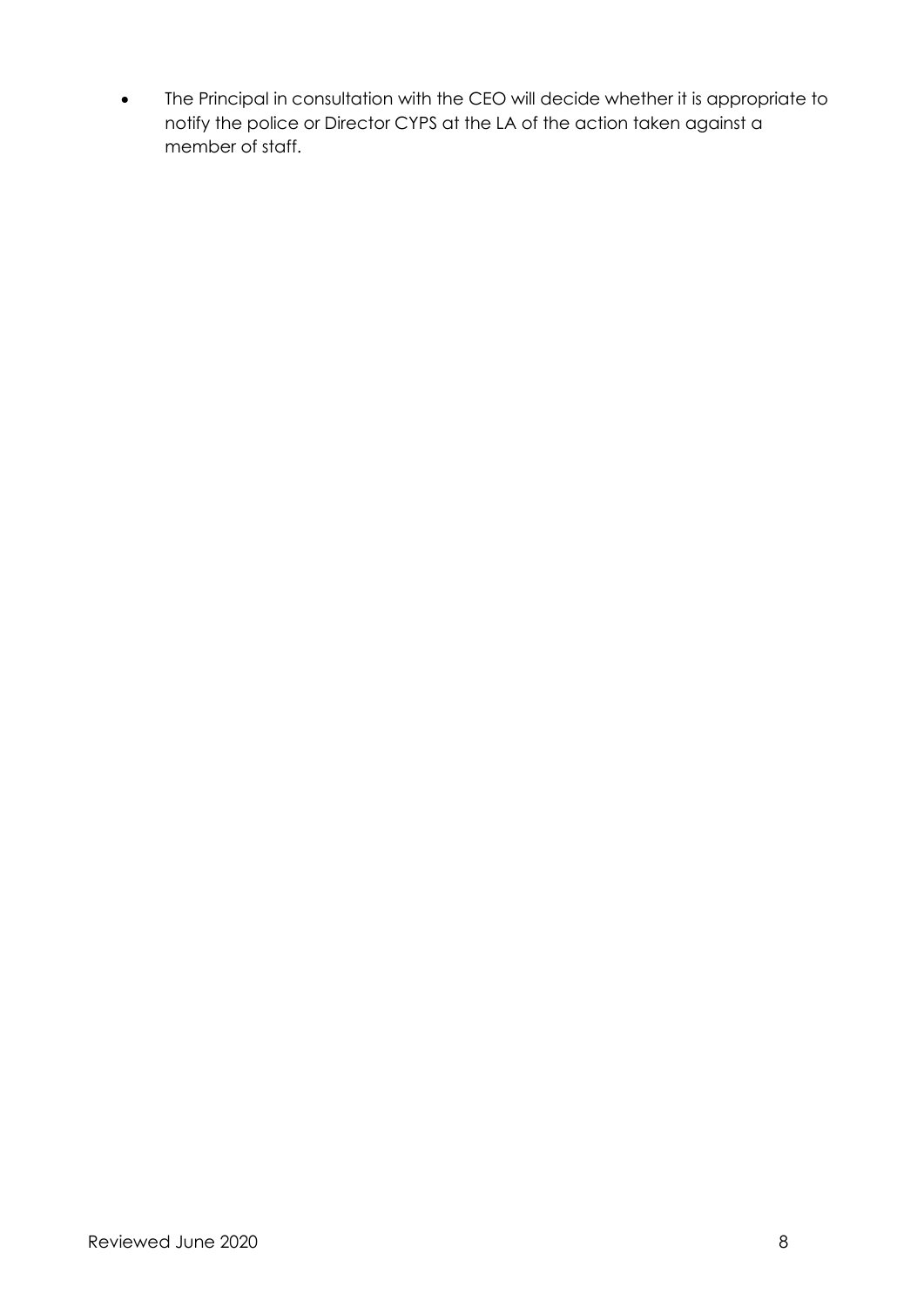- The Principal in consultation with the CEO will decide whether it is appropriate to notify the police or Director CYPS at the LA of the action taken against a member of staff.